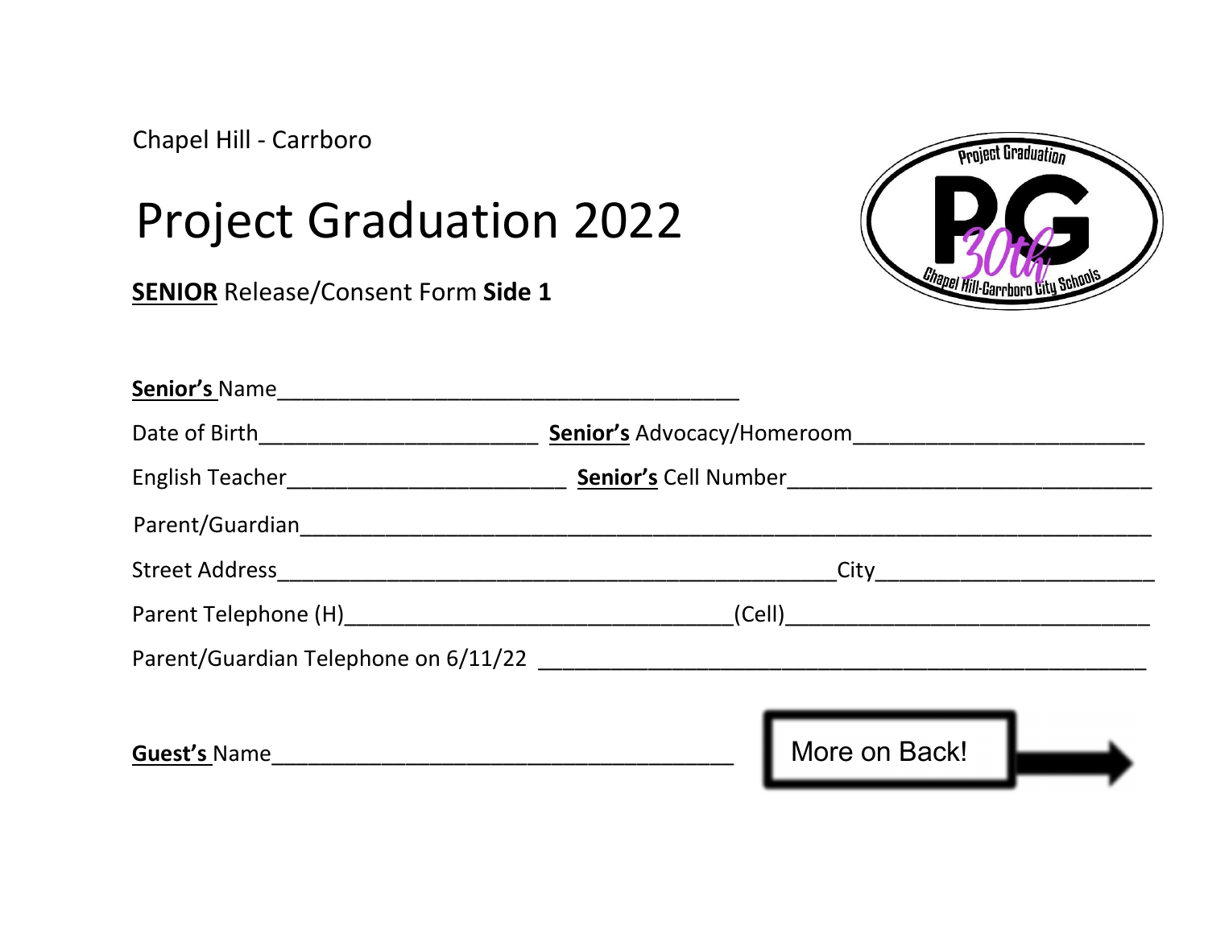Chapel Hill - Carrboro

# Project Graduation 2022

**SENIOR** Release/Consent Form **Side 1**

**Senior's** Name_______________________________________

Date of Birth_______________________ **Senior's** Advocacy/Homeroom________________________

English Teacher_______________________ **Senior's** Cell Number______________________________

Parent/Guardian_______________________________________________________________________

Street Address______________________________________________City______________________

Parent Telephone (H)________________________________(Cell)______________________________

Parent/Guardian Telephone on 6/11/22 __________________________________________________

**Guest's** Name_______________________________________

More on Back!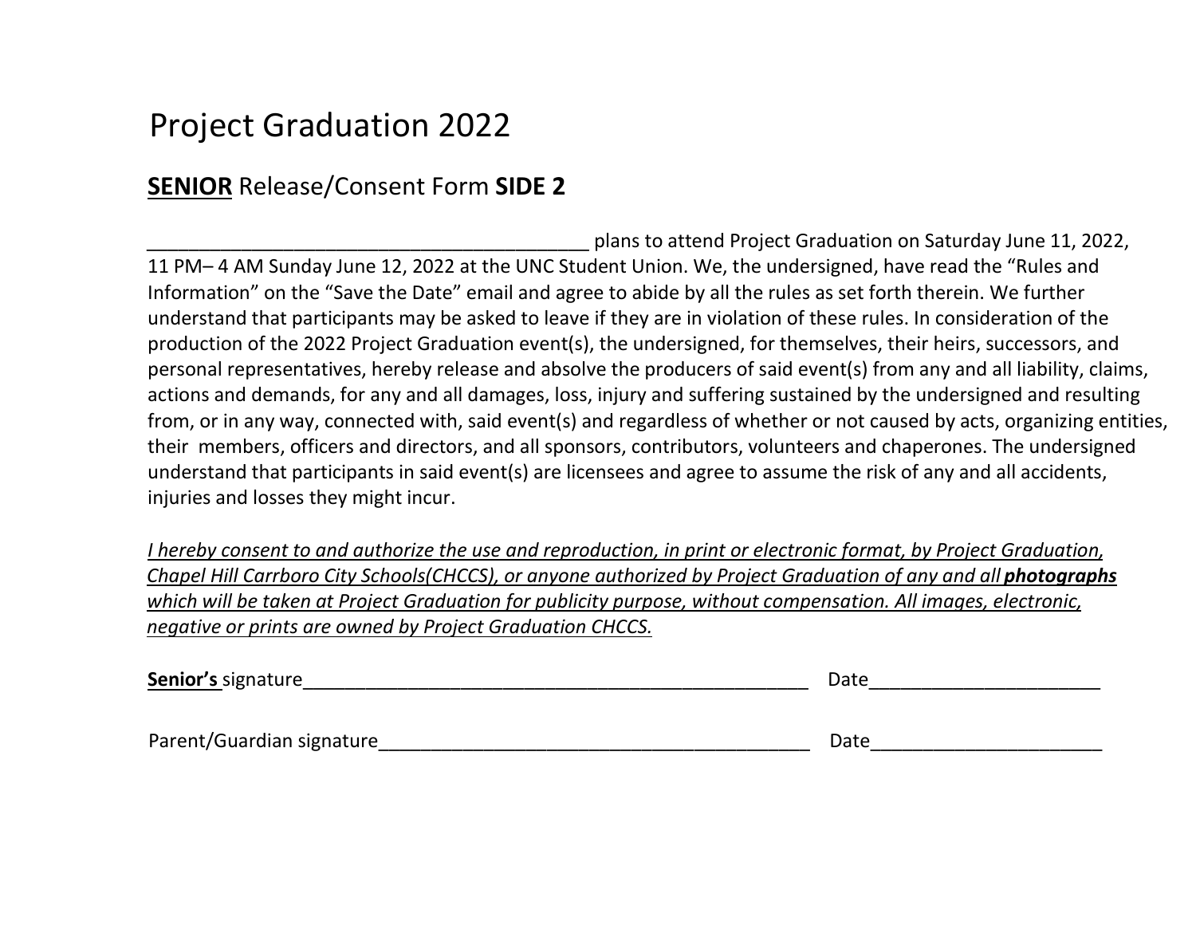# Project Graduation 2022

## **SENIOR** Release/Consent Form **SIDE 2**

____________________________________________ plans to attend Project Graduation on Saturday June 11, 2022, 11 PM– 4 AM Sunday June 12, 2022 at the UNC Student Union. We, the undersigned, have read the "Rules and Information" on the "Save the Date" email and agree to abide by all the rules as set forth therein. We further understand that participants may be asked to leave if they are in violation of these rules. In consideration of the production of the 2022 Project Graduation event(s), the undersigned, for themselves, their heirs, successors, and personal representatives, hereby release and absolve the producers of said event(s) from any and all liability, claims, actions and demands, for any and all damages, loss, injury and suffering sustained by the undersigned and resulting from, or in any way, connected with, said event(s) and regardless of whether or not caused by acts, organizing entities, their members, officers and directors, and all sponsors, contributors, volunteers and chaperones. The undersigned understand that participants in said event(s) are licensees and agree to assume the risk of any and all accidents, injuries and losses they might incur.

*I hereby consent to and authorize the use and reproduction, in print or electronic format, by Project Graduation, Chapel Hill Carrboro City Schools(CHCCS), or anyone authorized by Project Graduation of any and all **photographs** which will be taken at Project Graduation for publicity purpose, without compensation. All images, electronic, negative or prints are owned by Project Graduation CHCCS.*

**Senior's** signature__________________________________________________ Date______________________

Parent/Guardian signature___________________________________________ Date______________________